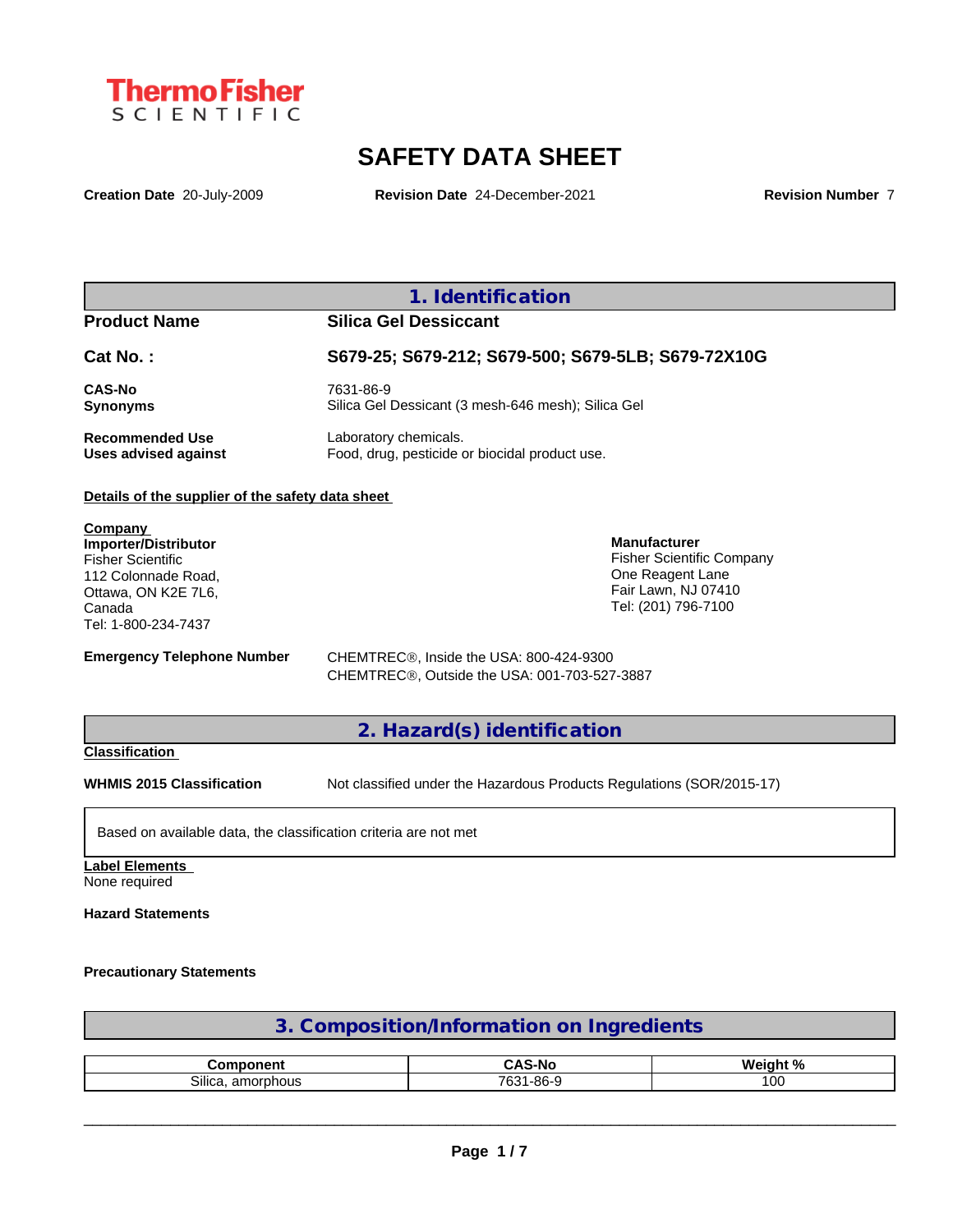**Thermo Fisher SCIENTIFIC**

# SAFETY DATA SHEET

**Creation Date** 20-July-2009 **Revision Date** 24-December-2021 **Revision Number** 7

## 1. Identification

**Product Name** **Silica Gel Dessiccant**

**Cat No. :** **S679-25; S679-212; S679-500; S679-5LB; S679-72X10G**

**CAS-No** 7631-86-9
**Synonyms** Silica Gel Dessicant (3 mesh-646 mesh); Silica Gel

**Recommended Use** Laboratory chemicals.
**Uses advised against** Food, drug, pesticide or biocidal product use.

**Details of the supplier of the safety data sheet**

**Company**
**Importer/Distributor**
Fisher Scientific
112 Colonnade Road,
Ottawa, ON K2E 7L6,
Canada
Tel: 1-800-234-7437

**Manufacturer**
Fisher Scientific Company
One Reagent Lane
Fair Lawn, NJ 07410
Tel: (201) 796-7100

**Emergency Telephone Number**
CHEMTREC®, Inside the USA: 800-424-9300
CHEMTREC®, Outside the USA: 001-703-527-3887

## 2. Hazard(s) identification

**Classification**

**WHMIS 2015 Classification** Not classified under the Hazardous Products Regulations (SOR/2015-17)

Based on available data, the classification criteria are not met

**Label Elements**
None required

**Hazard Statements**

**Precautionary Statements**

## 3. Composition/Information on Ingredients

| Component | CAS-No | Weight % |
|---|---|---|
| Silica, amorphous | 7631-86-9 | 100 |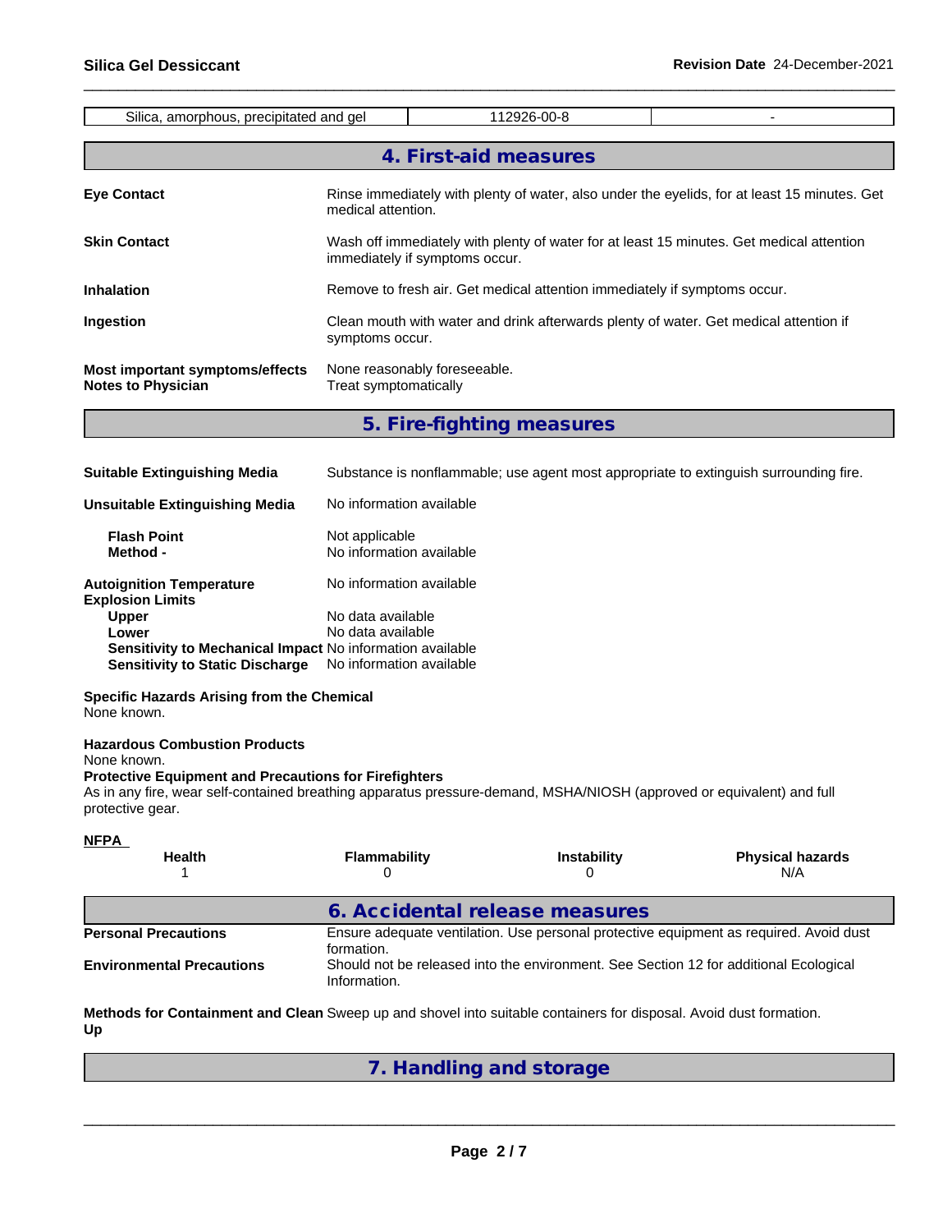| Silica, amorphous, precipitated and gel | 112926-00-8 | - |
|---|---|---|

## 4. First-aid measures

**Eye Contact** Rinse immediately with plenty of water, also under the eyelids, for at least 15 minutes. Get medical attention.

**Skin Contact** Wash off immediately with plenty of water for at least 15 minutes. Get medical attention immediately if symptoms occur.

**Inhalation** Remove to fresh air. Get medical attention immediately if symptoms occur.

**Ingestion** Clean mouth with water and drink afterwards plenty of water. Get medical attention if symptoms occur.

**Most important symptoms/effects** None reasonably foreseeable.
**Notes to Physician** Treat symptomatically

## 5. Fire-fighting measures

**Suitable Extinguishing Media** Substance is nonflammable; use agent most appropriate to extinguish surrounding fire.

**Unsuitable Extinguishing Media** No information available

**Flash Point** Not applicable
**Method -** No information available

**Autoignition Temperature** No information available
**Explosion Limits**
**Upper** No data available
**Lower** No data available
**Sensitivity to Mechanical Impact** No information available
**Sensitivity to Static Discharge** No information available

**Specific Hazards Arising from the Chemical**
None known.

**Hazardous Combustion Products**
None known.
**Protective Equipment and Precautions for Firefighters**
As in any fire, wear self-contained breathing apparatus pressure-demand, MSHA/NIOSH (approved or equivalent) and full protective gear.

**NFPA**

| Health | Flammability | Instability | Physical hazards |
|---|---|---|---|
| 1 | 0 | 0 | N/A |

## 6. Accidental release measures

**Personal Precautions** Ensure adequate ventilation. Use personal protective equipment as required. Avoid dust formation.
**Environmental Precautions** Should not be released into the environment. See Section 12 for additional Ecological Information.

**Methods for Containment and Clean Up** Sweep up and shovel into suitable containers for disposal. Avoid dust formation.

## 7. Handling and storage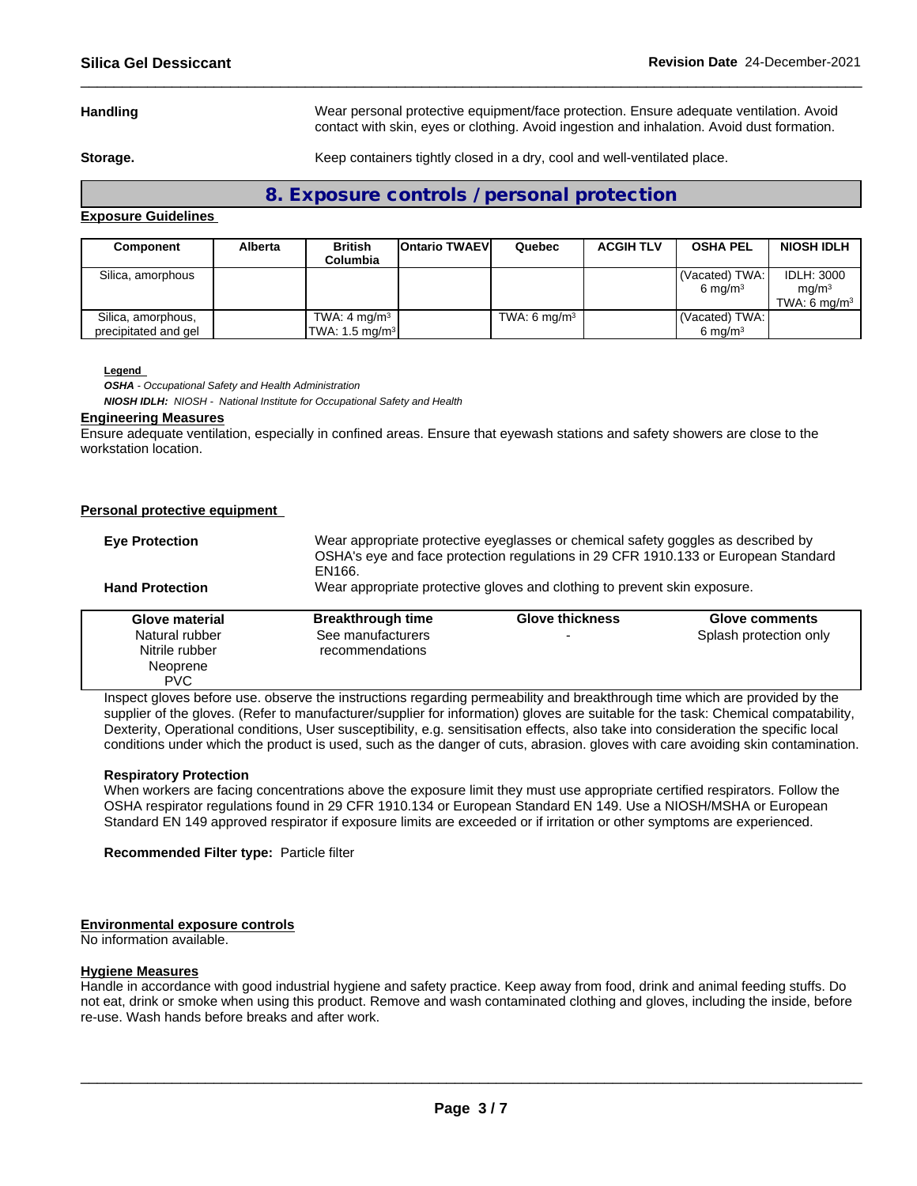**Handling** Wear personal protective equipment/face protection. Ensure adequate ventilation. Avoid contact with skin, eyes or clothing. Avoid ingestion and inhalation. Avoid dust formation.

**Storage.** Keep containers tightly closed in a dry, cool and well-ventilated place.

## 8. Exposure controls / personal protection

**Exposure Guidelines**

| Component | Alberta | British Columbia | Ontario TWAEV | Quebec | ACGIH TLV | OSHA PEL | NIOSH IDLH |
|---|---|---|---|---|---|---|---|
| Silica, amorphous | | | | | | (Vacated) TWA: 6 $mg/m^3$ | IDLH: 3000 $mg/m^3$ TWA: 6 $mg/m^3$ |
| Silica, amorphous, precipitated and gel | | TWA: 4 $mg/m^3$ TWA: 1.5 $mg/m^3$ | | TWA: 6 $mg/m^3$ | | (Vacated) TWA: 6 $mg/m^3$ | |

**Legend**
***OSHA*** *- Occupational Safety and Health Administration*
***NIOSH IDLH:*** *NIOSH - National Institute for Occupational Safety and Health*

**Engineering Measures**
Ensure adequate ventilation, especially in confined areas. Ensure that eyewash stations and safety showers are close to the workstation location.

**Personal protective equipment**

**Eye Protection** Wear appropriate protective eyeglasses or chemical safety goggles as described by OSHA's eye and face protection regulations in 29 CFR 1910.133 or European Standard EN166.

**Hand Protection** Wear appropriate protective gloves and clothing to prevent skin exposure.

| Glove material | Breakthrough time | Glove thickness | Glove comments |
|---|---|---|---|
| Natural rubber Nitrile rubber Neoprene PVC | See manufacturers recommendations | - | Splash protection only |

Inspect gloves before use. observe the instructions regarding permeability and breakthrough time which are provided by the supplier of the gloves. (Refer to manufacturer/supplier for information) gloves are suitable for the task: Chemical compatability, Dexterity, Operational conditions, User susceptibility, e.g. sensitisation effects, also take into consideration the specific local conditions under which the product is used, such as the danger of cuts, abrasion. gloves with care avoiding skin contamination.

**Respiratory Protection**
When workers are facing concentrations above the exposure limit they must use appropriate certified respirators. Follow the OSHA respirator regulations found in 29 CFR 1910.134 or European Standard EN 149. Use a NIOSH/MSHA or European Standard EN 149 approved respirator if exposure limits are exceeded or if irritation or other symptoms are experienced.

**Recommended Filter type:** Particle filter

**Environmental exposure controls**
No information available.

**Hygiene Measures**
Handle in accordance with good industrial hygiene and safety practice. Keep away from food, drink and animal feeding stuffs. Do not eat, drink or smoke when using this product. Remove and wash contaminated clothing and gloves, including the inside, before re-use. Wash hands before breaks and after work.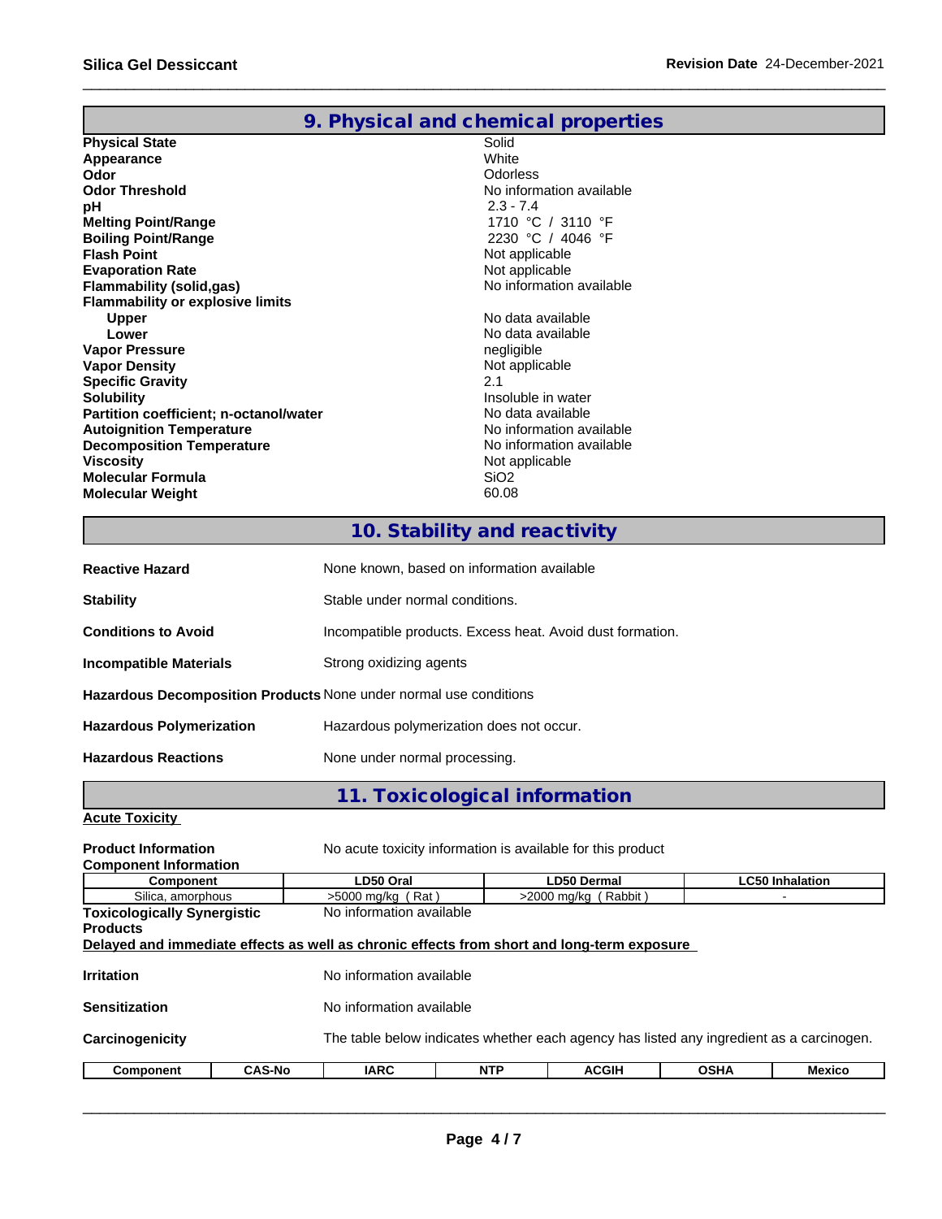## 9. Physical and chemical properties

| | |
|---|---|
| **Physical State** | Solid |
| **Appearance** | White |
| **Odor** | Odorless |
| **Odor Threshold** | No information available |
| **pH** | 2.3 - 7.4 |
| **Melting Point/Range** | 1710 °C / 3110 °F |
| **Boiling Point/Range** | 2230 °C / 4046 °F |
| **Flash Point** | Not applicable |
| **Evaporation Rate** | Not applicable |
| **Flammability (solid,gas)** | No information available |
| **Flammability or explosive limits** | |
| **Upper** | No data available |
| **Lower** | No data available |
| **Vapor Pressure** | negligible |
| **Vapor Density** | Not applicable |
| **Specific Gravity** | 2.1 |
| **Solubility** | Insoluble in water |
| **Partition coefficient; n-octanol/water** | No data available |
| **Autoignition Temperature** | No information available |
| **Decomposition Temperature** | No information available |
| **Viscosity** | Not applicable |
| **Molecular Formula** | $SiO_2$ |
| **Molecular Weight** | 60.08 |

## 10. Stability and reactivity

**Reactive Hazard** None known, based on information available

**Stability** Stable under normal conditions.

**Conditions to Avoid** Incompatible products. Excess heat. Avoid dust formation.

**Incompatible Materials** Strong oxidizing agents

**Hazardous Decomposition Products** None under normal use conditions

**Hazardous Polymerization** Hazardous polymerization does not occur.

**Hazardous Reactions** None under normal processing.

## 11. Toxicological information

**Acute Toxicity**

**Product Information** No acute toxicity information is available for this product

**Component Information**

| Component | LD50 Oral | LD50 Dermal | LC50 Inhalation |
|---|---|---|---|
| Silica, amorphous | >5000 mg/kg ( Rat ) | >2000 mg/kg ( Rabbit ) | - |

**Toxicologically Synergistic Products** No information available

**Delayed and immediate effects as well as chronic effects from short and long-term exposure**

**Irritation** No information available

**Sensitization** No information available

**Carcinogenicity** The table below indicates whether each agency has listed any ingredient as a carcinogen.

| Component | CAS-No | IARC | NTP | ACGIH | OSHA | Mexico |
|---|---|---|---|---|---|---|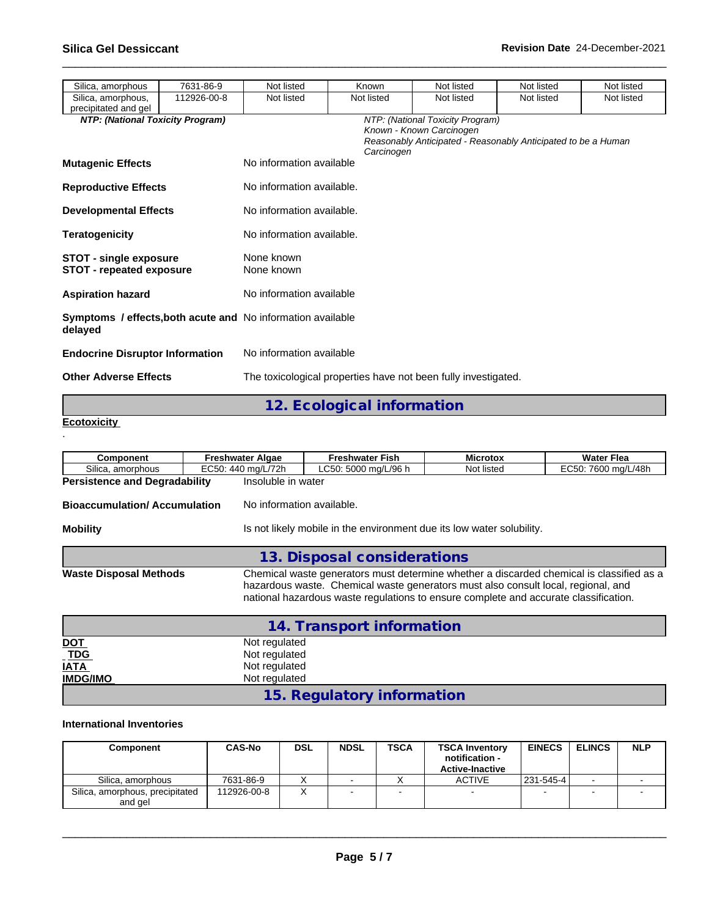| Silica, amorphous | 7631-86-9 | Not listed | Known | Not listed | Not listed | Not listed |
|---|---|---|---|---|---|---|
| Silica, amorphous, precipitated and gel | 112926-00-8 | Not listed | Not listed | Not listed | Not listed | Not listed |

***NTP: (National Toxicity Program)***

*NTP: (National Toxicity Program)*
*Known - Known Carcinogen*
*Reasonably Anticipated - Reasonably Anticipated to be a Human Carcinogen*

**Mutagenic Effects** No information available

**Reproductive Effects** No information available.

**Developmental Effects** No information available.

**Teratogenicity** No information available.

**STOT - single exposure** None known
**STOT - repeated exposure** None known

**Aspiration hazard** No information available

**Symptoms / effects,both acute and delayed** No information available

**Endocrine Disruptor Information** No information available

**Other Adverse Effects** The toxicological properties have not been fully investigated.

## 12. Ecological information

**Ecotoxicity**

.

| Component | Freshwater Algae | Freshwater Fish | Microtox | Water Flea |
|---|---|---|---|---|
| Silica, amorphous | EC50: 440 mg/L/72h | LC50: 5000 mg/L/96 h | Not listed | EC50: 7600 mg/L/48h |

**Persistence and Degradability** Insoluble in water

**Bioaccumulation/ Accumulation** No information available.

**Mobility** Is not likely mobile in the environment due its low water solubility.

## 13. Disposal considerations

**Waste Disposal Methods** Chemical waste generators must determine whether a discarded chemical is classified as a hazardous waste. Chemical waste generators must also consult local, regional, and national hazardous waste regulations to ensure complete and accurate classification.

## 14. Transport information

**DOT** Not regulated
**TDG** Not regulated
**IATA** Not regulated
**IMDG/IMO** Not regulated

## 15. Regulatory information

**International Inventories**

| Component | CAS-No | DSL | NDSL | TSCA | TSCA Inventory notification - Active-Inactive | EINECS | ELINCS | NLP |
|---|---|---|---|---|---|---|---|---|
| Silica, amorphous | 7631-86-9 | X | - | X | ACTIVE | 231-545-4 | - | - |
| Silica, amorphous, precipitated and gel | 112926-00-8 | X | - | - | - | - | - | - |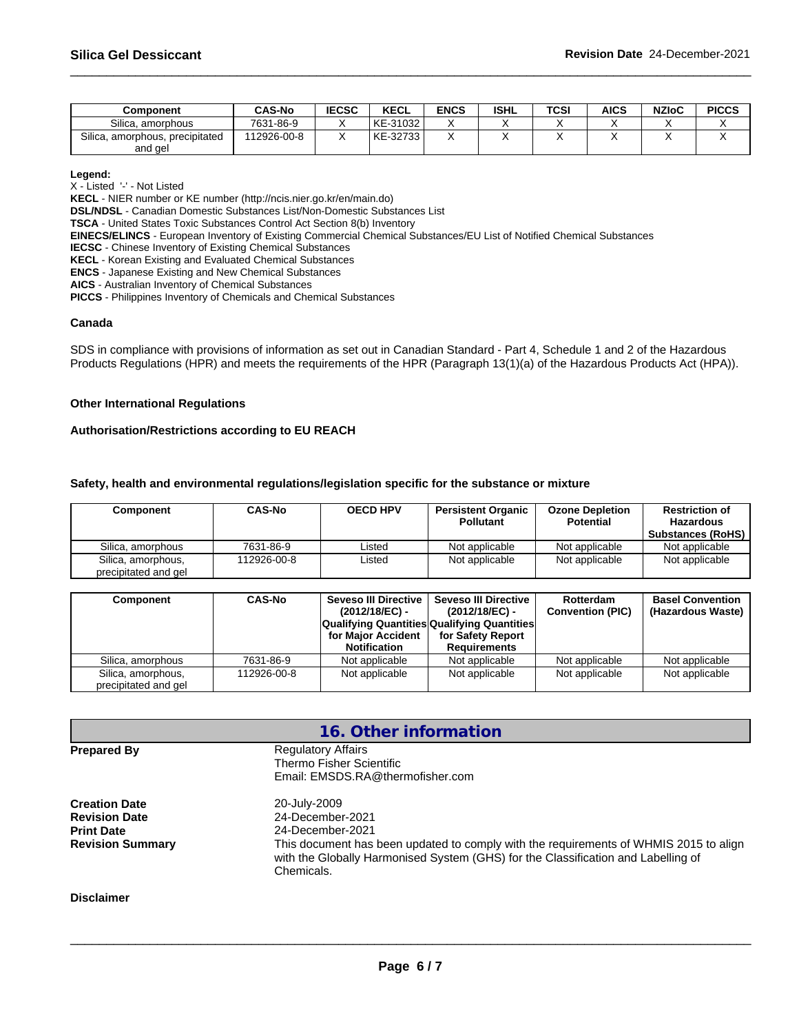| Component | CAS-No | IECSC | KECL | ENCS | ISHL | TCSI | AICS | NZIoC | PICCS |
|---|---|---|---|---|---|---|---|---|---|
| Silica, amorphous | 7631-86-9 | X | KE-31032 | X | X | X | X | X | X |
| Silica, amorphous, precipitated and gel | 112926-00-8 | X | KE-32733 | X | X | X | X | X | X |

**Legend:**
X - Listed '-' - Not Listed
**KECL** - NIER number or KE number (http://ncis.nier.go.kr/en/main.do)
**DSL/NDSL** - Canadian Domestic Substances List/Non-Domestic Substances List
**TSCA** - United States Toxic Substances Control Act Section 8(b) Inventory
**EINECS/ELINCS** - European Inventory of Existing Commercial Chemical Substances/EU List of Notified Chemical Substances
**IECSC** - Chinese Inventory of Existing Chemical Substances
**KECL** - Korean Existing and Evaluated Chemical Substances
**ENCS** - Japanese Existing and New Chemical Substances
**AICS** - Australian Inventory of Chemical Substances
**PICCS** - Philippines Inventory of Chemicals and Chemical Substances

**Canada**

SDS in compliance with provisions of information as set out in Canadian Standard - Part 4, Schedule 1 and 2 of the Hazardous Products Regulations (HPR) and meets the requirements of the HPR (Paragraph 13(1)(a) of the Hazardous Products Act (HPA)).

**Other International Regulations**

**Authorisation/Restrictions according to EU REACH**

**Safety, health and environmental regulations/legislation specific for the substance or mixture**

| Component | CAS-No | OECD HPV | Persistent Organic Pollutant | Ozone Depletion Potential | Restriction of Hazardous Substances (RoHS) |
|---|---|---|---|---|---|
| Silica, amorphous | 7631-86-9 | Listed | Not applicable | Not applicable | Not applicable |
| Silica, amorphous, precipitated and gel | 112926-00-8 | Listed | Not applicable | Not applicable | Not applicable |

| Component | CAS-No | Seveso III Directive (2012/18/EC) - Qualifying Quantities for Major Accident Notification | Seveso III Directive (2012/18/EC) - Qualifying Quantities for Safety Report Requirements | Rotterdam Convention (PIC) | Basel Convention (Hazardous Waste) |
|---|---|---|---|---|---|
| Silica, amorphous | 7631-86-9 | Not applicable | Not applicable | Not applicable | Not applicable |
| Silica, amorphous, precipitated and gel | 112926-00-8 | Not applicable | Not applicable | Not applicable | Not applicable |

## 16. Other information

**Prepared By**
Regulatory Affairs
Thermo Fisher Scientific
Email: EMSDS.RA@thermofisher.com

**Creation Date** 20-July-2009
**Revision Date** 24-December-2021
**Print Date** 24-December-2021
**Revision Summary** This document has been updated to comply with the requirements of WHMIS 2015 to align with the Globally Harmonised System (GHS) for the Classification and Labelling of Chemicals.

**Disclaimer**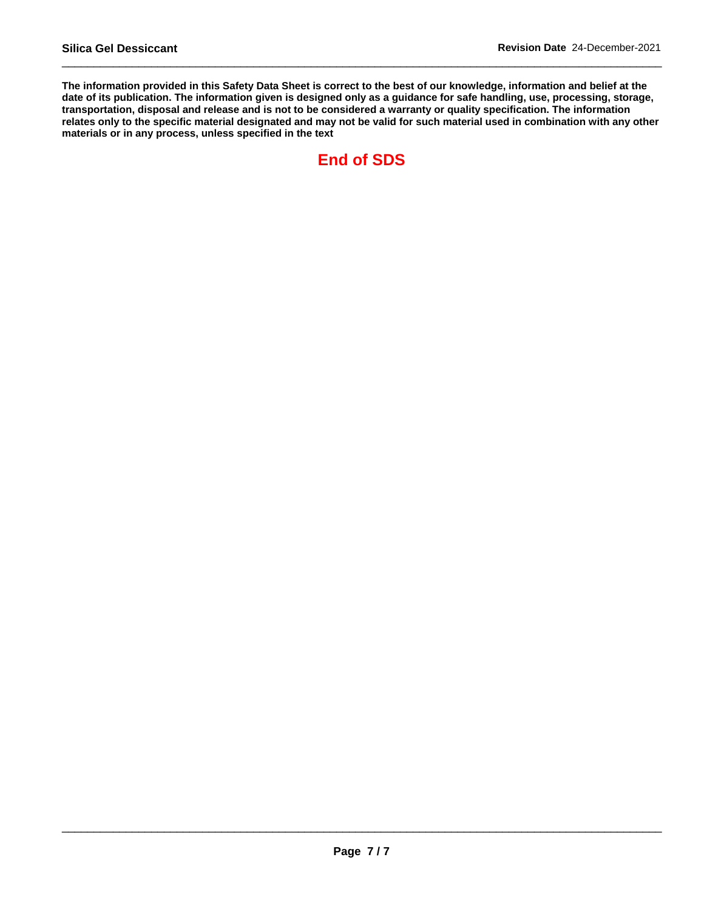**The information provided in this Safety Data Sheet is correct to the best of our knowledge, information and belief at the date of its publication. The information given is designed only as a guidance for safe handling, use, processing, storage, transportation, disposal and release and is not to be considered a warranty or quality specification. The information relates only to the specific material designated and may not be valid for such material used in combination with any other materials or in any process, unless specified in the text**

**End of SDS**